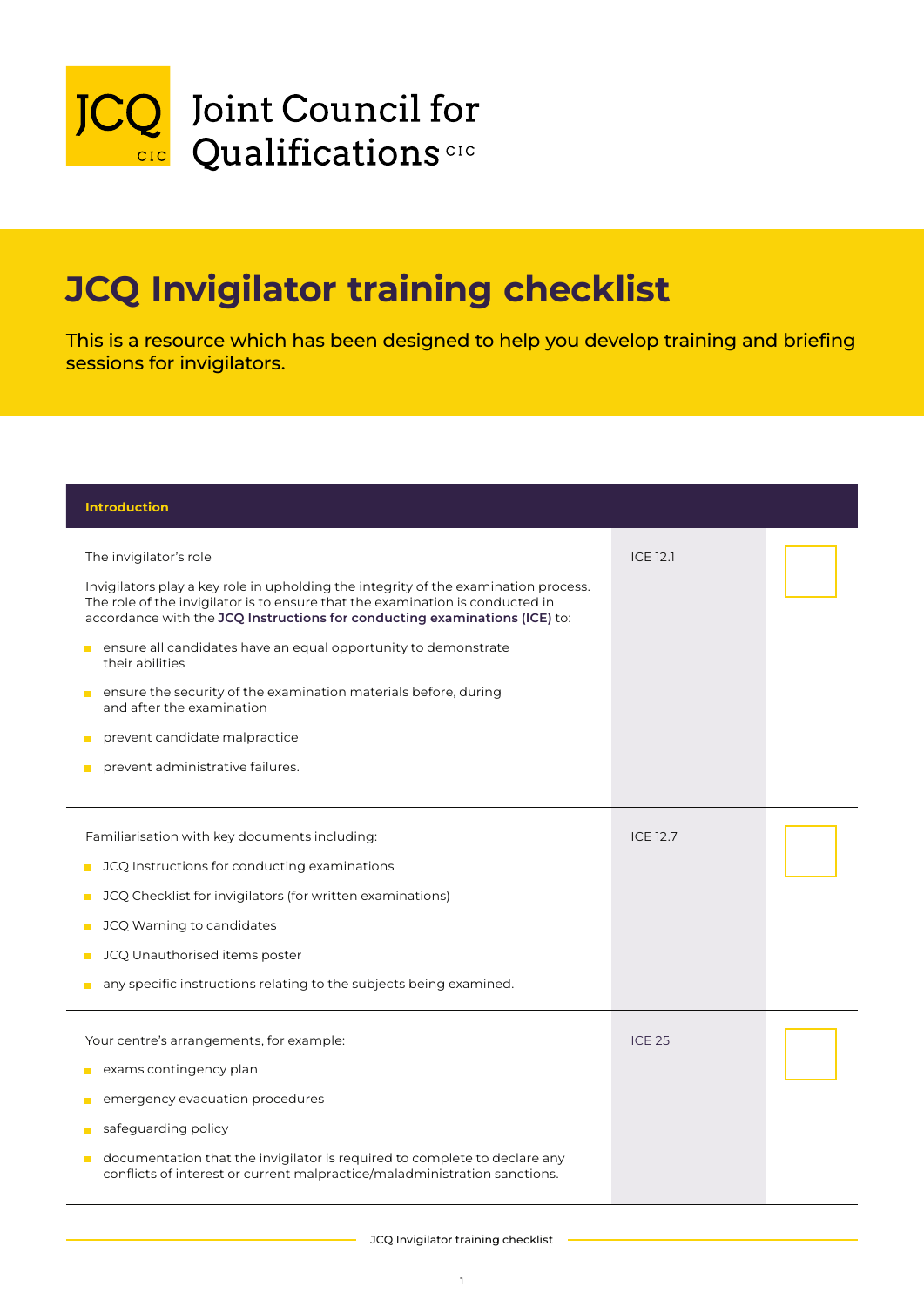JCQ CIC Joint Council for Qualifications CIC

# JCQ Invigilator training checklist

This is a resource which has been designed to help you develop training and briefing sessions for invigilators.

| Introduction | | |
|---|---|---|
| The invigilator's role<br><br>Invigilators play a key role in upholding the integrity of the examination process. The role of the invigilator is to ensure that the examination is conducted in accordance with the **JCQ Instructions for conducting examinations (ICE)** to:<br><br>- ensure all candidates have an equal opportunity to demonstrate their abilities<br>- ensure the security of the examination materials before, during and after the examination<br>- prevent candidate malpractice<br>- prevent administrative failures. | ICE 12.1 | ☐ |
| Familiarisation with key documents including:<br><br>- JCQ Instructions for conducting examinations<br>- JCQ Checklist for invigilators (for written examinations)<br>- JCQ Warning to candidates<br>- JCQ Unauthorised items poster<br>- any specific instructions relating to the subjects being examined. | ICE 12.7 | ☐ |
| Your centre's arrangements, for example:<br><br>- exams contingency plan<br>- emergency evacuation procedures<br>- safeguarding policy<br>- documentation that the invigilator is required to complete to declare any conflicts of interest or current malpractice/maladministration sanctions. | ICE 25 | ☐ |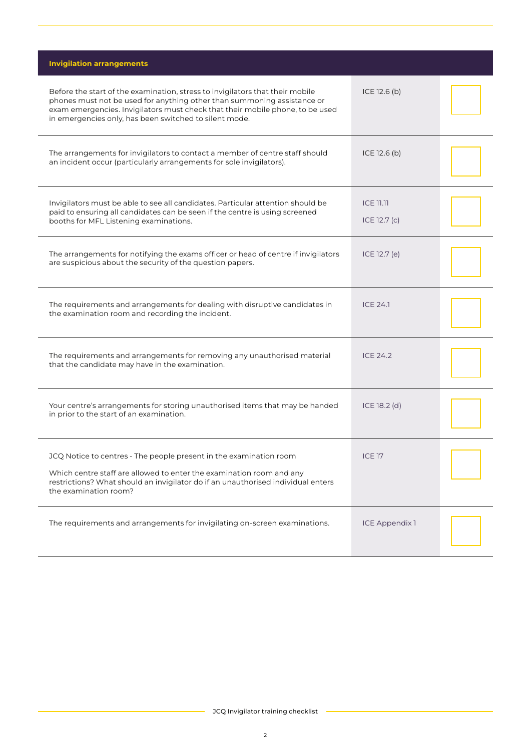| Invigilation arrangements | | |
|---|---|---|
| Before the start of the examination, stress to invigilators that their mobile phones must not be used for anything other than summoning assistance or exam emergencies. Invigilators must check that their mobile phone, to be used in emergencies only, has been switched to silent mode. | ICE 12.6 (b) | |
| The arrangements for invigilators to contact a member of centre staff should an incident occur (particularly arrangements for sole invigilators). | ICE 12.6 (b) | |
| Invigilators must be able to see all candidates. Particular attention should be paid to ensuring all candidates can be seen if the centre is using screened booths for MFL Listening examinations. | ICE 11.11<br>ICE 12.7 (c) | |
| The arrangements for notifying the exams officer or head of centre if invigilators are suspicious about the security of the question papers. | ICE 12.7 (e) | |
| The requirements and arrangements for dealing with disruptive candidates in the examination room and recording the incident. | ICE 24.1 | |
| The requirements and arrangements for removing any unauthorised material that the candidate may have in the examination. | ICE 24.2 | |
| Your centre's arrangements for storing unauthorised items that may be handed in prior to the start of an examination. | ICE 18.2 (d) | |
| JCQ Notice to centres - The people present in the examination room<br><br>Which centre staff are allowed to enter the examination room and any restrictions? What should an invigilator do if an unauthorised individual enters the examination room? | ICE 17 | |
| The requirements and arrangements for invigilating on-screen examinations. | ICE Appendix 1 | |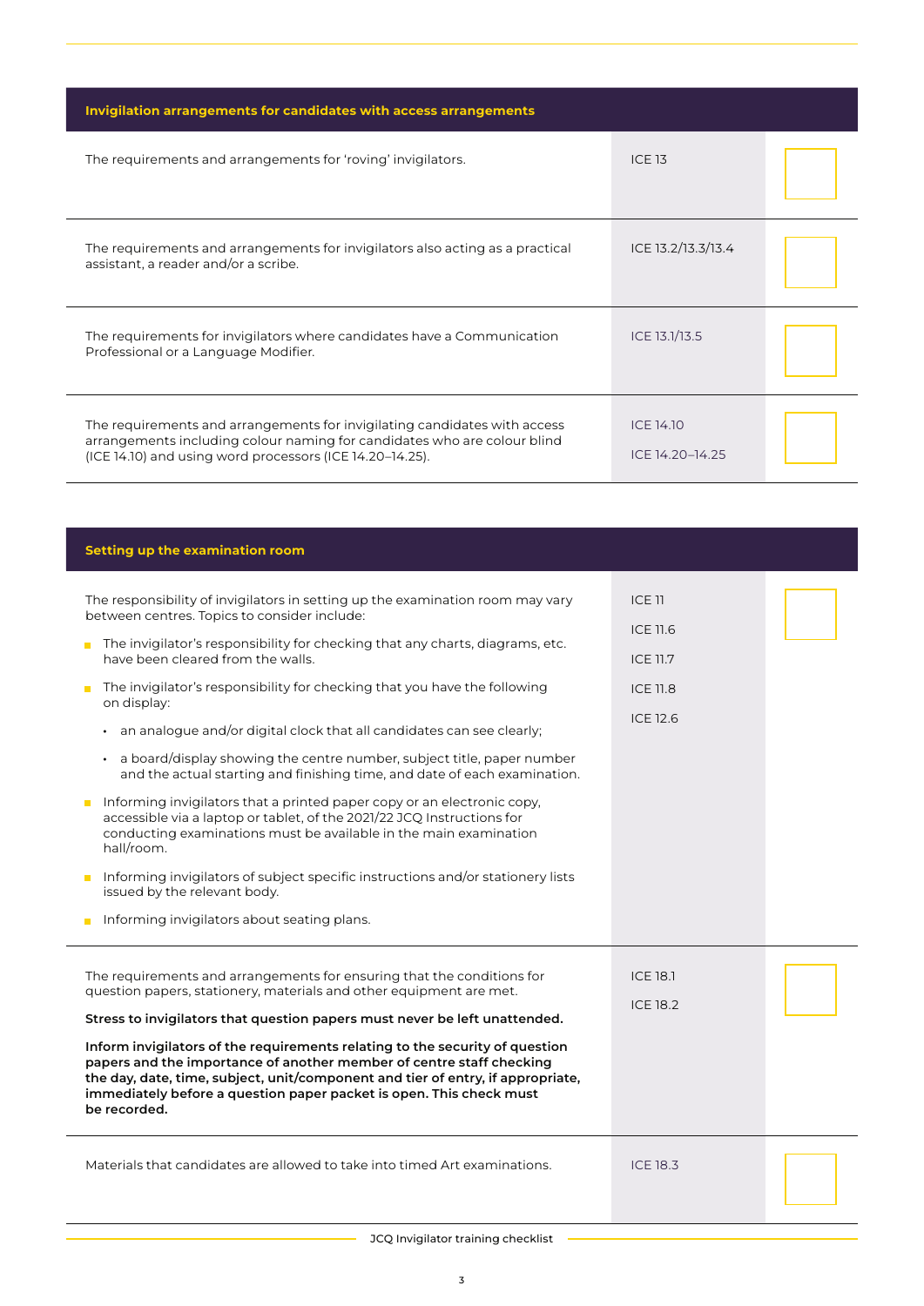| Invigilation arrangements for candidates with access arrangements | | |
|---|---|---|
| The requirements and arrangements for 'roving' invigilators. | ICE 13 | |
| The requirements and arrangements for invigilators also acting as a practical assistant, a reader and/or a scribe. | ICE 13.2/13.3/13.4 | |
| The requirements for invigilators where candidates have a Communication Professional or a Language Modifier. | ICE 13.1/13.5 | |
| The requirements and arrangements for invigilating candidates with access arrangements including colour naming for candidates who are colour blind (ICE 14.10) and using word processors (ICE 14.20–14.25). | ICE 14.10<br>ICE 14.20–14.25 | |

| Setting up the examination room | | |
|---|---|---|
| The responsibility of invigilators in setting up the examination room may vary between centres. Topics to consider include:<br>- The invigilator's responsibility for checking that any charts, diagrams, etc. have been cleared from the walls.<br>- The invigilator's responsibility for checking that you have the following on display:<br>  • an analogue and/or digital clock that all candidates can see clearly;<br>  • a board/display showing the centre number, subject title, paper number and the actual starting and finishing time, and date of each examination.<br>- Informing invigilators that a printed paper copy or an electronic copy, accessible via a laptop or tablet, of the 2021/22 JCQ Instructions for conducting examinations must be available in the main examination hall/room.<br>- Informing invigilators of subject specific instructions and/or stationery lists issued by the relevant body.<br>- Informing invigilators about seating plans. | ICE 11<br>ICE 11.6<br>ICE 11.7<br>ICE 11.8<br>ICE 12.6 | |
| The requirements and arrangements for ensuring that the conditions for question papers, stationery, materials and other equipment are met.<br>**Stress to invigilators that question papers must never be left unattended.**<br>**Inform invigilators of the requirements relating to the security of question papers and the importance of another member of centre staff checking the day, date, time, subject, unit/component and tier of entry, if appropriate, immediately before a question paper packet is open. This check must be recorded.** | ICE 18.1<br>ICE 18.2 | |
| Materials that candidates are allowed to take into timed Art examinations. | ICE 18.3 | |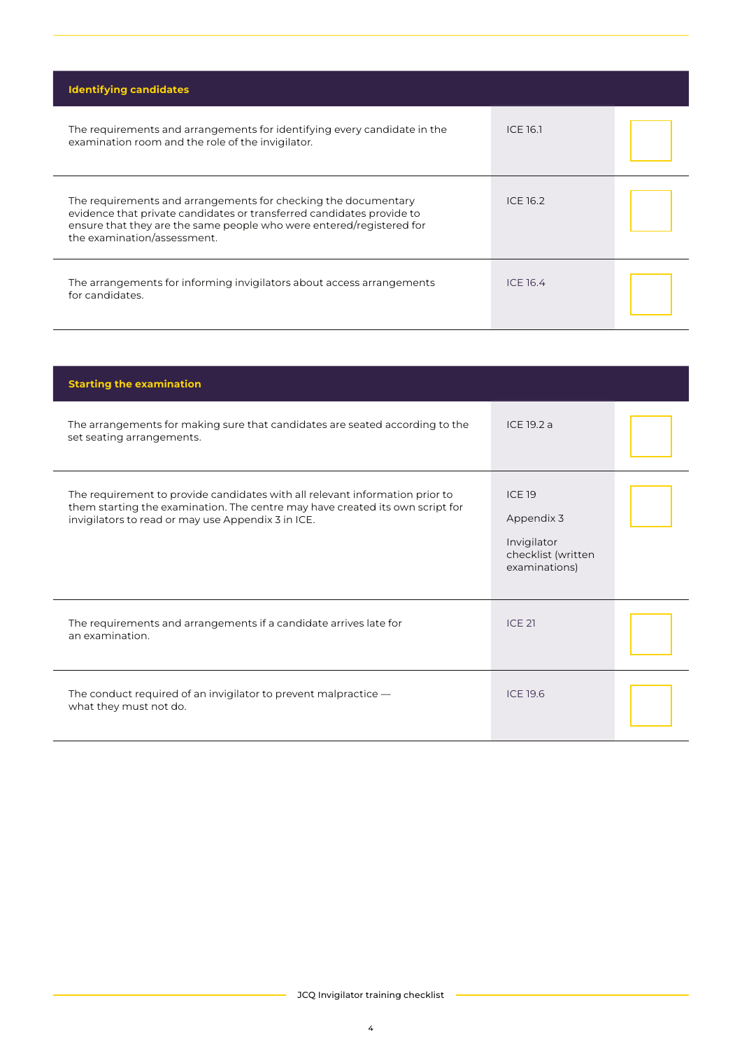| Identifying candidates | | |
|---|---|---|
| The requirements and arrangements for identifying every candidate in the examination room and the role of the invigilator. | ICE 16.1 | |
| The requirements and arrangements for checking the documentary evidence that private candidates or transferred candidates provide to ensure that they are the same people who were entered/registered for the examination/assessment. | ICE 16.2 | |
| The arrangements for informing invigilators about access arrangements for candidates. | ICE 16.4 | |

| Starting the examination | | |
|---|---|---|
| The arrangements for making sure that candidates are seated according to the set seating arrangements. | ICE 19.2 a | |
| The requirement to provide candidates with all relevant information prior to them starting the examination. The centre may have created its own script for invigilators to read or may use Appendix 3 in ICE. | ICE 19<br><br>Appendix 3<br><br>Invigilator checklist (written examinations) | |
| The requirements and arrangements if a candidate arrives late for an examination. | ICE 21 | |
| The conduct required of an invigilator to prevent malpractice — what they must not do. | ICE 19.6 | |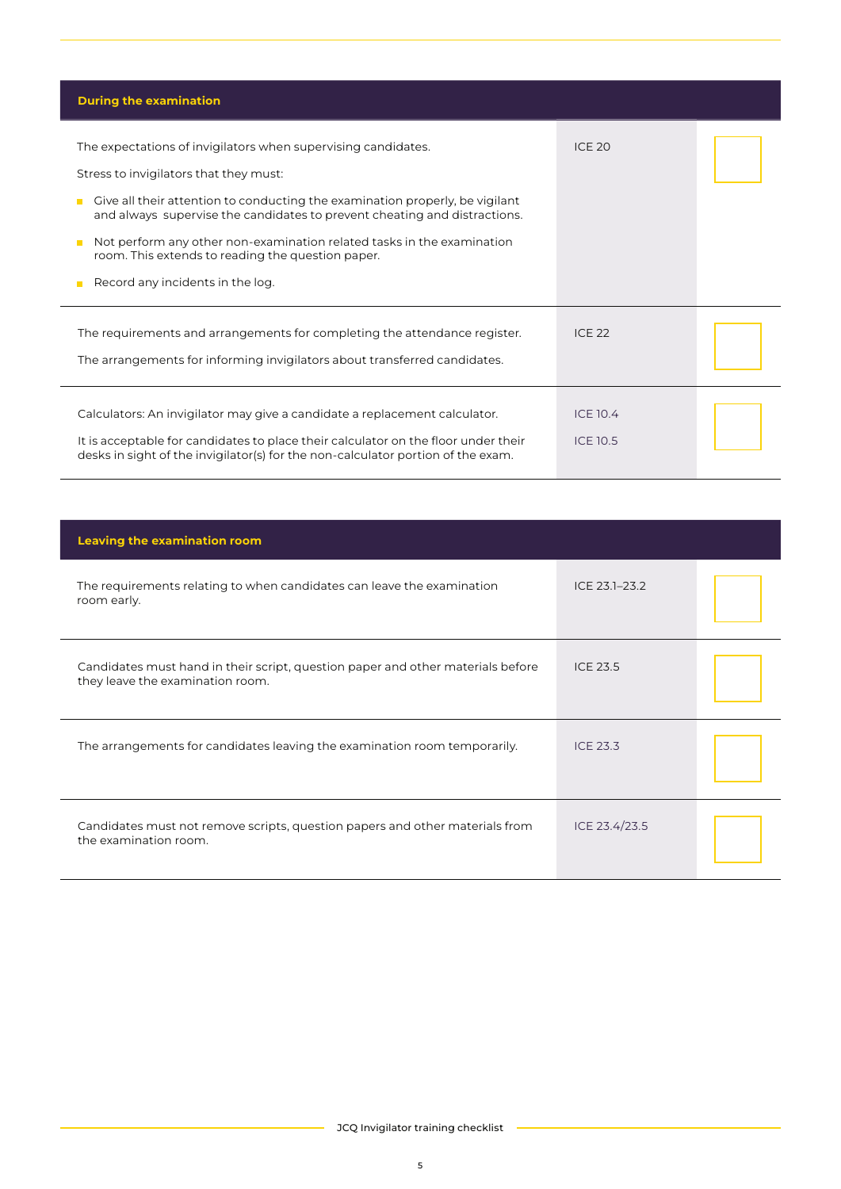| During the examination | | |
|---|---|---|
| The expectations of invigilators when supervising candidates.<br><br>Stress to invigilators that they must:<br><br>- Give all their attention to conducting the examination properly, be vigilant and always supervise the candidates to prevent cheating and distractions.<br>- Not perform any other non-examination related tasks in the examination room. This extends to reading the question paper.<br>- Record any incidents in the log. | ICE 20 | ☐ |
| The requirements and arrangements for completing the attendance register.<br><br>The arrangements for informing invigilators about transferred candidates. | ICE 22 | ☐ |
| Calculators: An invigilator may give a candidate a replacement calculator.<br><br>It is acceptable for candidates to place their calculator on the floor under their desks in sight of the invigilator(s) for the non-calculator portion of the exam. | ICE 10.4<br><br>ICE 10.5 | ☐ |

| Leaving the examination room | | |
|---|---|---|
| The requirements relating to when candidates can leave the examination room early. | ICE 23.1–23.2 | ☐ |
| Candidates must hand in their script, question paper and other materials before they leave the examination room. | ICE 23.5 | ☐ |
| The arrangements for candidates leaving the examination room temporarily. | ICE 23.3 | ☐ |
| Candidates must not remove scripts, question papers and other materials from the examination room. | ICE 23.4/23.5 | ☐ |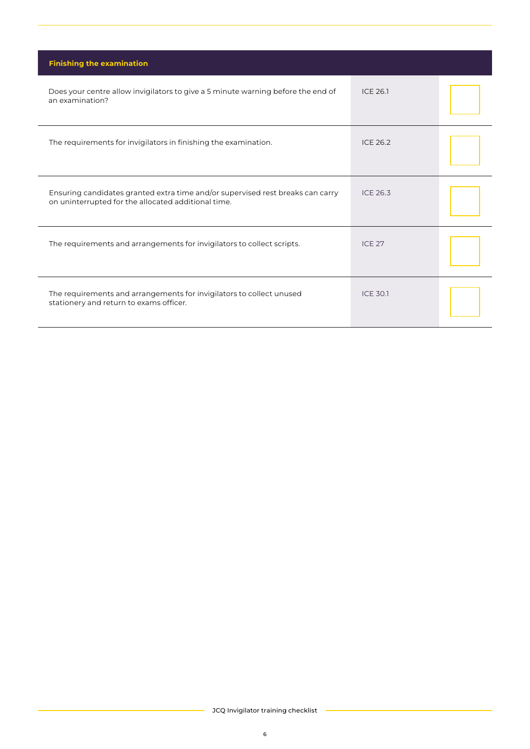| Finishing the examination | | |
|---|---|---|
| Does your centre allow invigilators to give a 5 minute warning before the end of an examination? | ICE 26.1 | ☐ |
| The requirements for invigilators in finishing the examination. | ICE 26.2 | ☐ |
| Ensuring candidates granted extra time and/or supervised rest breaks can carry on uninterrupted for the allocated additional time. | ICE 26.3 | ☐ |
| The requirements and arrangements for invigilators to collect scripts. | ICE 27 | ☐ |
| The requirements and arrangements for invigilators to collect unused stationery and return to exams officer. | ICE 30.1 | ☐ |